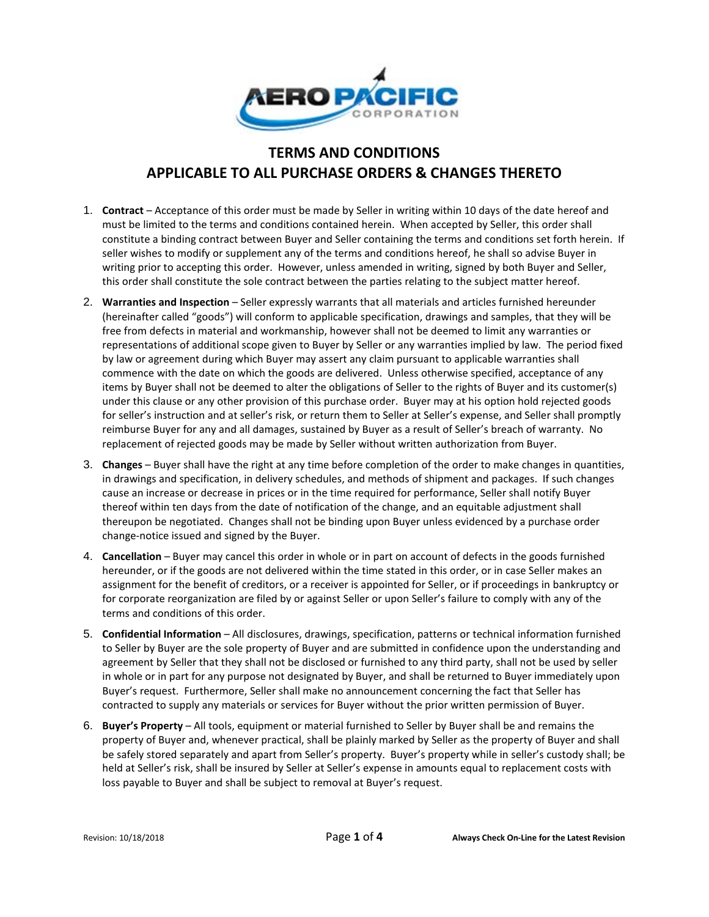# TERMS AND CONDITIONS
# APPLICABLE TO ALL PURCHASE ORDERS & CHANGES THERETO

1. **Contract** – Acceptance of this order must be made by Seller in writing within 10 days of the date hereof and must be limited to the terms and conditions contained herein. When accepted by Seller, this order shall constitute a binding contract between Buyer and Seller containing the terms and conditions set forth herein. If seller wishes to modify or supplement any of the terms and conditions hereof, he shall so advise Buyer in writing prior to accepting this order. However, unless amended in writing, signed by both Buyer and Seller, this order shall constitute the sole contract between the parties relating to the subject matter hereof.

2. **Warranties and Inspection** – Seller expressly warrants that all materials and articles furnished hereunder (hereinafter called "goods") will conform to applicable specification, drawings and samples, that they will be free from defects in material and workmanship, however shall not be deemed to limit any warranties or representations of additional scope given to Buyer by Seller or any warranties implied by law. The period fixed by law or agreement during which Buyer may assert any claim pursuant to applicable warranties shall commence with the date on which the goods are delivered. Unless otherwise specified, acceptance of any items by Buyer shall not be deemed to alter the obligations of Seller to the rights of Buyer and its customer(s) under this clause or any other provision of this purchase order. Buyer may at his option hold rejected goods for seller's instruction and at seller's risk, or return them to Seller at Seller's expense, and Seller shall promptly reimburse Buyer for any and all damages, sustained by Buyer as a result of Seller's breach of warranty. No replacement of rejected goods may be made by Seller without written authorization from Buyer.

3. **Changes** – Buyer shall have the right at any time before completion of the order to make changes in quantities, in drawings and specification, in delivery schedules, and methods of shipment and packages. If such changes cause an increase or decrease in prices or in the time required for performance, Seller shall notify Buyer thereof within ten days from the date of notification of the change, and an equitable adjustment shall thereupon be negotiated. Changes shall not be binding upon Buyer unless evidenced by a purchase order change-notice issued and signed by the Buyer.

4. **Cancellation** – Buyer may cancel this order in whole or in part on account of defects in the goods furnished hereunder, or if the goods are not delivered within the time stated in this order, or in case Seller makes an assignment for the benefit of creditors, or a receiver is appointed for Seller, or if proceedings in bankruptcy or for corporate reorganization are filed by or against Seller or upon Seller's failure to comply with any of the terms and conditions of this order.

5. **Confidential Information** – All disclosures, drawings, specification, patterns or technical information furnished to Seller by Buyer are the sole property of Buyer and are submitted in confidence upon the understanding and agreement by Seller that they shall not be disclosed or furnished to any third party, shall not be used by seller in whole or in part for any purpose not designated by Buyer, and shall be returned to Buyer immediately upon Buyer's request. Furthermore, Seller shall make no announcement concerning the fact that Seller has contracted to supply any materials or services for Buyer without the prior written permission of Buyer.

6. **Buyer's Property** – All tools, equipment or material furnished to Seller by Buyer shall be and remains the property of Buyer and, whenever practical, shall be plainly marked by Seller as the property of Buyer and shall be safely stored separately and apart from Seller's property. Buyer's property while in seller's custody shall; be held at Seller's risk, shall be insured by Seller at Seller's expense in amounts equal to replacement costs with loss payable to Buyer and shall be subject to removal at Buyer's request.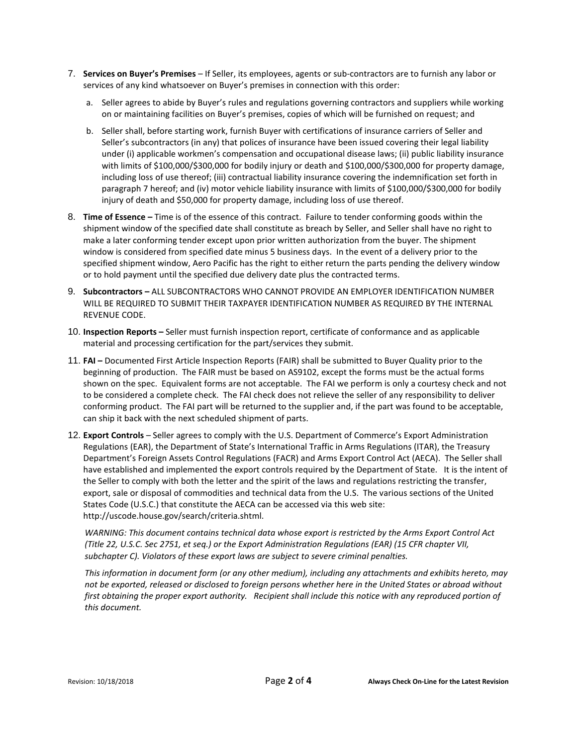7. **Services on Buyer's Premises** – If Seller, its employees, agents or sub-contractors are to furnish any labor or services of any kind whatsoever on Buyer's premises in connection with this order:

   a. Seller agrees to abide by Buyer's rules and regulations governing contractors and suppliers while working on or maintaining facilities on Buyer's premises, copies of which will be furnished on request; and

   b. Seller shall, before starting work, furnish Buyer with certifications of insurance carriers of Seller and Seller's subcontractors (in any) that polices of insurance have been issued covering their legal liability under (i) applicable workmen's compensation and occupational disease laws; (ii) public liability insurance with limits of $100,000/$300,000 for bodily injury or death and $100,000/$300,000 for property damage, including loss of use thereof; (iii) contractual liability insurance covering the indemnification set forth in paragraph 7 hereof; and (iv) motor vehicle liability insurance with limits of $100,000/$300,000 for bodily injury of death and $50,000 for property damage, including loss of use thereof.

8. **Time of Essence –** Time is of the essence of this contract. Failure to tender conforming goods within the shipment window of the specified date shall constitute as breach by Seller, and Seller shall have no right to make a later conforming tender except upon prior written authorization from the buyer. The shipment window is considered from specified date minus 5 business days. In the event of a delivery prior to the specified shipment window, Aero Pacific has the right to either return the parts pending the delivery window or to hold payment until the specified due delivery date plus the contracted terms.

9. **Subcontractors –** ALL SUBCONTRACTORS WHO CANNOT PROVIDE AN EMPLOYER IDENTIFICATION NUMBER WILL BE REQUIRED TO SUBMIT THEIR TAXPAYER IDENTIFICATION NUMBER AS REQUIRED BY THE INTERNAL REVENUE CODE.

10. **Inspection Reports –** Seller must furnish inspection report, certificate of conformance and as applicable material and processing certification for the part/services they submit.

11. **FAI –** Documented First Article Inspection Reports (FAIR) shall be submitted to Buyer Quality prior to the beginning of production. The FAIR must be based on AS9102, except the forms must be the actual forms shown on the spec. Equivalent forms are not acceptable. The FAI we perform is only a courtesy check and not to be considered a complete check. The FAI check does not relieve the seller of any responsibility to deliver conforming product. The FAI part will be returned to the supplier and, if the part was found to be acceptable, can ship it back with the next scheduled shipment of parts.

12. **Export Controls** – Seller agrees to comply with the U.S. Department of Commerce's Export Administration Regulations (EAR), the Department of State's International Traffic in Arms Regulations (ITAR), the Treasury Department's Foreign Assets Control Regulations (FACR) and Arms Export Control Act (AECA). The Seller shall have established and implemented the export controls required by the Department of State. It is the intent of the Seller to comply with both the letter and the spirit of the laws and regulations restricting the transfer, export, sale or disposal of commodities and technical data from the U.S. The various sections of the United States Code (U.S.C.) that constitute the AECA can be accessed via this web site: http://uscode.house.gov/search/criteria.shtml.

    *WARNING: This document contains technical data whose export is restricted by the Arms Export Control Act (Title 22, U.S.C. Sec 2751, et seq.) or the Export Administration Regulations (EAR) (15 CFR chapter VII, subchapter C). Violators of these export laws are subject to severe criminal penalties.*

    *This information in document form (or any other medium), including any attachments and exhibits hereto, may not be exported, released or disclosed to foreign persons whether here in the United States or abroad without first obtaining the proper export authority. Recipient shall include this notice with any reproduced portion of this document.*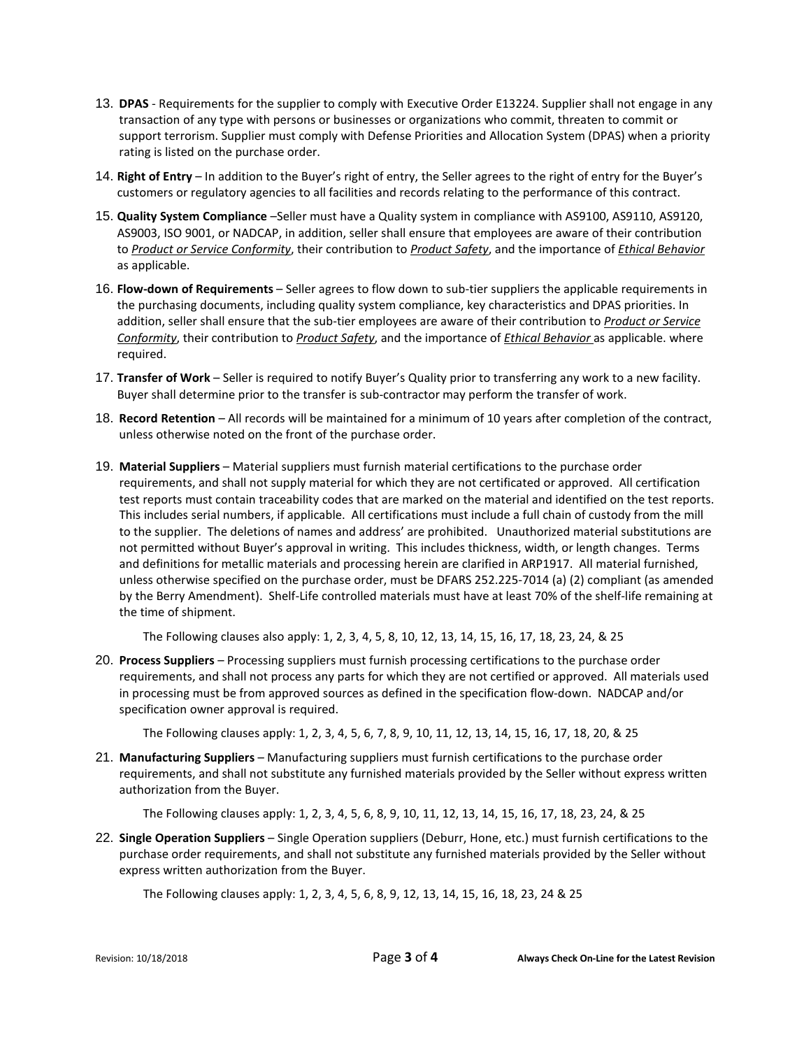13. **DPAS** - Requirements for the supplier to comply with Executive Order E13224. Supplier shall not engage in any transaction of any type with persons or businesses or organizations who commit, threaten to commit or support terrorism. Supplier must comply with Defense Priorities and Allocation System (DPAS) when a priority rating is listed on the purchase order.

14. **Right of Entry** – In addition to the Buyer's right of entry, the Seller agrees to the right of entry for the Buyer's customers or regulatory agencies to all facilities and records relating to the performance of this contract.

15. **Quality System Compliance** –Seller must have a Quality system in compliance with AS9100, AS9110, AS9120, AS9003, ISO 9001, or NADCAP, in addition, seller shall ensure that employees are aware of their contribution to ***Product or Service Conformity***, their contribution to ***Product Safety***, and the importance of ***Ethical Behavior*** as applicable.

16. **Flow-down of Requirements** – Seller agrees to flow down to sub-tier suppliers the applicable requirements in the purchasing documents, including quality system compliance, key characteristics and DPAS priorities. In addition, seller shall ensure that the sub-tier employees are aware of their contribution to ***Product or Service Conformity***, their contribution to ***Product Safety***, and the importance of ***Ethical Behavior*** as applicable. where required.

17. **Transfer of Work** – Seller is required to notify Buyer's Quality prior to transferring any work to a new facility. Buyer shall determine prior to the transfer is sub-contractor may perform the transfer of work.

18. **Record Retention** – All records will be maintained for a minimum of 10 years after completion of the contract, unless otherwise noted on the front of the purchase order.

19. **Material Suppliers** – Material suppliers must furnish material certifications to the purchase order requirements, and shall not supply material for which they are not certificated or approved. All certification test reports must contain traceability codes that are marked on the material and identified on the test reports. This includes serial numbers, if applicable. All certifications must include a full chain of custody from the mill to the supplier. The deletions of names and address' are prohibited. Unauthorized material substitutions are not permitted without Buyer's approval in writing. This includes thickness, width, or length changes. Terms and definitions for metallic materials and processing herein are clarified in ARP1917. All material furnished, unless otherwise specified on the purchase order, must be DFARS 252.225-7014 (a) (2) compliant (as amended by the Berry Amendment). Shelf-Life controlled materials must have at least 70% of the shelf-life remaining at the time of shipment.

    The Following clauses also apply: 1, 2, 3, 4, 5, 8, 10, 12, 13, 14, 15, 16, 17, 18, 23, 24, & 25

20. **Process Suppliers** – Processing suppliers must furnish processing certifications to the purchase order requirements, and shall not process any parts for which they are not certified or approved. All materials used in processing must be from approved sources as defined in the specification flow-down. NADCAP and/or specification owner approval is required.

    The Following clauses apply: 1, 2, 3, 4, 5, 6, 7, 8, 9, 10, 11, 12, 13, 14, 15, 16, 17, 18, 20, & 25

21. **Manufacturing Suppliers** – Manufacturing suppliers must furnish certifications to the purchase order requirements, and shall not substitute any furnished materials provided by the Seller without express written authorization from the Buyer.

    The Following clauses apply: 1, 2, 3, 4, 5, 6, 8, 9, 10, 11, 12, 13, 14, 15, 16, 17, 18, 23, 24, & 25

22. **Single Operation Suppliers** – Single Operation suppliers (Deburr, Hone, etc.) must furnish certifications to the purchase order requirements, and shall not substitute any furnished materials provided by the Seller without express written authorization from the Buyer.

    The Following clauses apply: 1, 2, 3, 4, 5, 6, 8, 9, 12, 13, 14, 15, 16, 18, 23, 24 & 25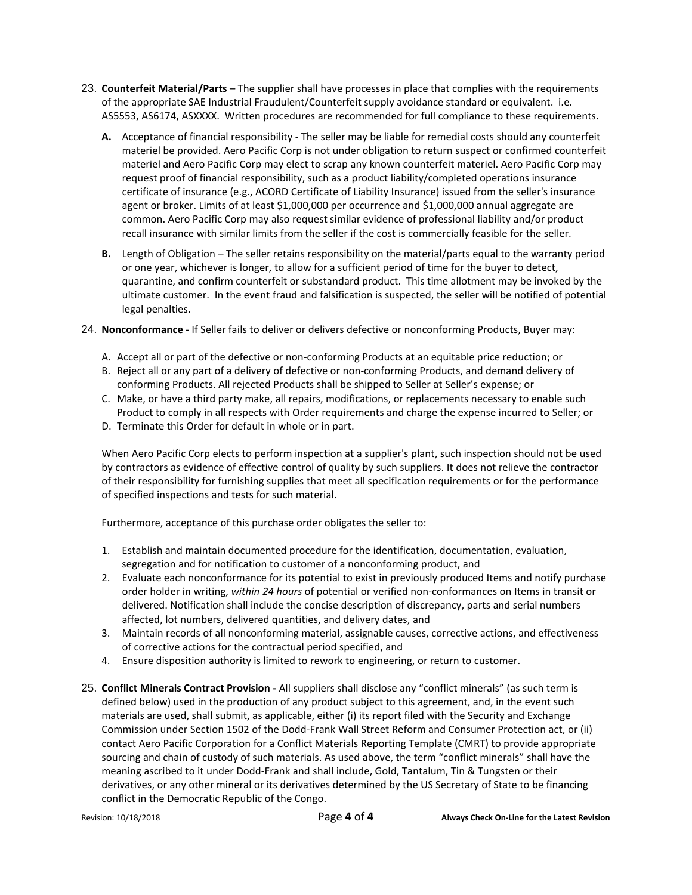23. **Counterfeit Material/Parts** – The supplier shall have processes in place that complies with the requirements of the appropriate SAE Industrial Fraudulent/Counterfeit supply avoidance standard or equivalent. i.e. AS5553, AS6174, ASXXXX. Written procedures are recommended for full compliance to these requirements.

    **A.** Acceptance of financial responsibility - The seller may be liable for remedial costs should any counterfeit materiel be provided. Aero Pacific Corp is not under obligation to return suspect or confirmed counterfeit materiel and Aero Pacific Corp may elect to scrap any known counterfeit materiel. Aero Pacific Corp may request proof of financial responsibility, such as a product liability/completed operations insurance certificate of insurance (e.g., ACORD Certificate of Liability Insurance) issued from the seller's insurance agent or broker. Limits of at least $1,000,000 per occurrence and $1,000,000 annual aggregate are common. Aero Pacific Corp may also request similar evidence of professional liability and/or product recall insurance with similar limits from the seller if the cost is commercially feasible for the seller.

    **B.** Length of Obligation – The seller retains responsibility on the material/parts equal to the warranty period or one year, whichever is longer, to allow for a sufficient period of time for the buyer to detect, quarantine, and confirm counterfeit or substandard product. This time allotment may be invoked by the ultimate customer. In the event fraud and falsification is suspected, the seller will be notified of potential legal penalties.

24. **Nonconformance** - If Seller fails to deliver or delivers defective or nonconforming Products, Buyer may:

    A. Accept all or part of the defective or non-conforming Products at an equitable price reduction; or
    B. Reject all or any part of a delivery of defective or non-conforming Products, and demand delivery of conforming Products. All rejected Products shall be shipped to Seller at Seller's expense; or
    C. Make, or have a third party make, all repairs, modifications, or replacements necessary to enable such Product to comply in all respects with Order requirements and charge the expense incurred to Seller; or
    D. Terminate this Order for default in whole or in part.

    When Aero Pacific Corp elects to perform inspection at a supplier's plant, such inspection should not be used by contractors as evidence of effective control of quality by such suppliers. It does not relieve the contractor of their responsibility for furnishing supplies that meet all specification requirements or for the performance of specified inspections and tests for such material.

    Furthermore, acceptance of this purchase order obligates the seller to:

    1. Establish and maintain documented procedure for the identification, documentation, evaluation, segregation and for notification to customer of a nonconforming product, and
    2. Evaluate each nonconformance for its potential to exist in previously produced Items and notify purchase order holder in writing, ***within 24 hours*** of potential or verified non-conformances on Items in transit or delivered. Notification shall include the concise description of discrepancy, parts and serial numbers affected, lot numbers, delivered quantities, and delivery dates, and
    3. Maintain records of all nonconforming material, assignable causes, corrective actions, and effectiveness of corrective actions for the contractual period specified, and
    4. Ensure disposition authority is limited to rework to engineering, or return to customer.

25. **Conflict Minerals Contract Provision -** All suppliers shall disclose any "conflict minerals" (as such term is defined below) used in the production of any product subject to this agreement, and, in the event such materials are used, shall submit, as applicable, either (i) its report filed with the Security and Exchange Commission under Section 1502 of the Dodd-Frank Wall Street Reform and Consumer Protection act, or (ii) contact Aero Pacific Corporation for a Conflict Materials Reporting Template (CMRT) to provide appropriate sourcing and chain of custody of such materials. As used above, the term "conflict minerals" shall have the meaning ascribed to it under Dodd-Frank and shall include, Gold, Tantalum, Tin & Tungsten or their derivatives, or any other mineral or its derivatives determined by the US Secretary of State to be financing conflict in the Democratic Republic of the Congo.